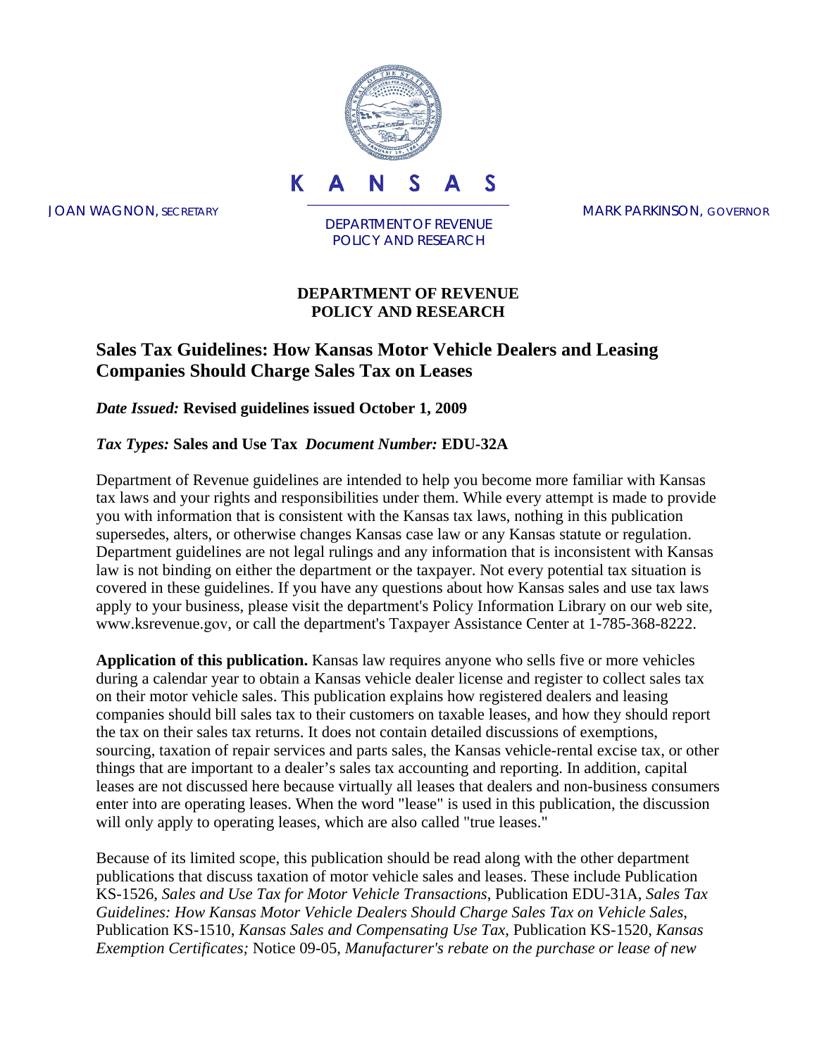KANSAS

JOAN WAGNON, SECRETARY

DEPARTMENT OF REVENUE
POLICY AND RESEARCH

MARK PARKINSON, GOVERNOR

**DEPARTMENT OF REVENUE**
**POLICY AND RESEARCH**

## Sales Tax Guidelines: How Kansas Motor Vehicle Dealers and Leasing Companies Should Charge Sales Tax on Leases

***Date Issued:*** **Revised guidelines issued October 1, 2009**

***Tax Types:*** **Sales and Use Tax** ***Document Number:*** **EDU-32A**

Department of Revenue guidelines are intended to help you become more familiar with Kansas tax laws and your rights and responsibilities under them. While every attempt is made to provide you with information that is consistent with the Kansas tax laws, nothing in this publication supersedes, alters, or otherwise changes Kansas case law or any Kansas statute or regulation. Department guidelines are not legal rulings and any information that is inconsistent with Kansas law is not binding on either the department or the taxpayer. Not every potential tax situation is covered in these guidelines. If you have any questions about how Kansas sales and use tax laws apply to your business, please visit the department's Policy Information Library on our web site, www.ksrevenue.gov, or call the department's Taxpayer Assistance Center at 1-785-368-8222.

**Application of this publication.** Kansas law requires anyone who sells five or more vehicles during a calendar year to obtain a Kansas vehicle dealer license and register to collect sales tax on their motor vehicle sales. This publication explains how registered dealers and leasing companies should bill sales tax to their customers on taxable leases, and how they should report the tax on their sales tax returns. It does not contain detailed discussions of exemptions, sourcing, taxation of repair services and parts sales, the Kansas vehicle-rental excise tax, or other things that are important to a dealer's sales tax accounting and reporting. In addition, capital leases are not discussed here because virtually all leases that dealers and non-business consumers enter into are operating leases. When the word "lease" is used in this publication, the discussion will only apply to operating leases, which are also called "true leases."

Because of its limited scope, this publication should be read along with the other department publications that discuss taxation of motor vehicle sales and leases. These include Publication KS-1526, *Sales and Use Tax for Motor Vehicle Transactions*, Publication EDU-31A, *Sales Tax Guidelines: How Kansas Motor Vehicle Dealers Should Charge Sales Tax on Vehicle Sales*, Publication KS-1510, *Kansas Sales and Compensating Use Tax*, Publication KS-1520, *Kansas Exemption Certificates;* Notice 09-05, *Manufacturer's rebate on the purchase or lease of new*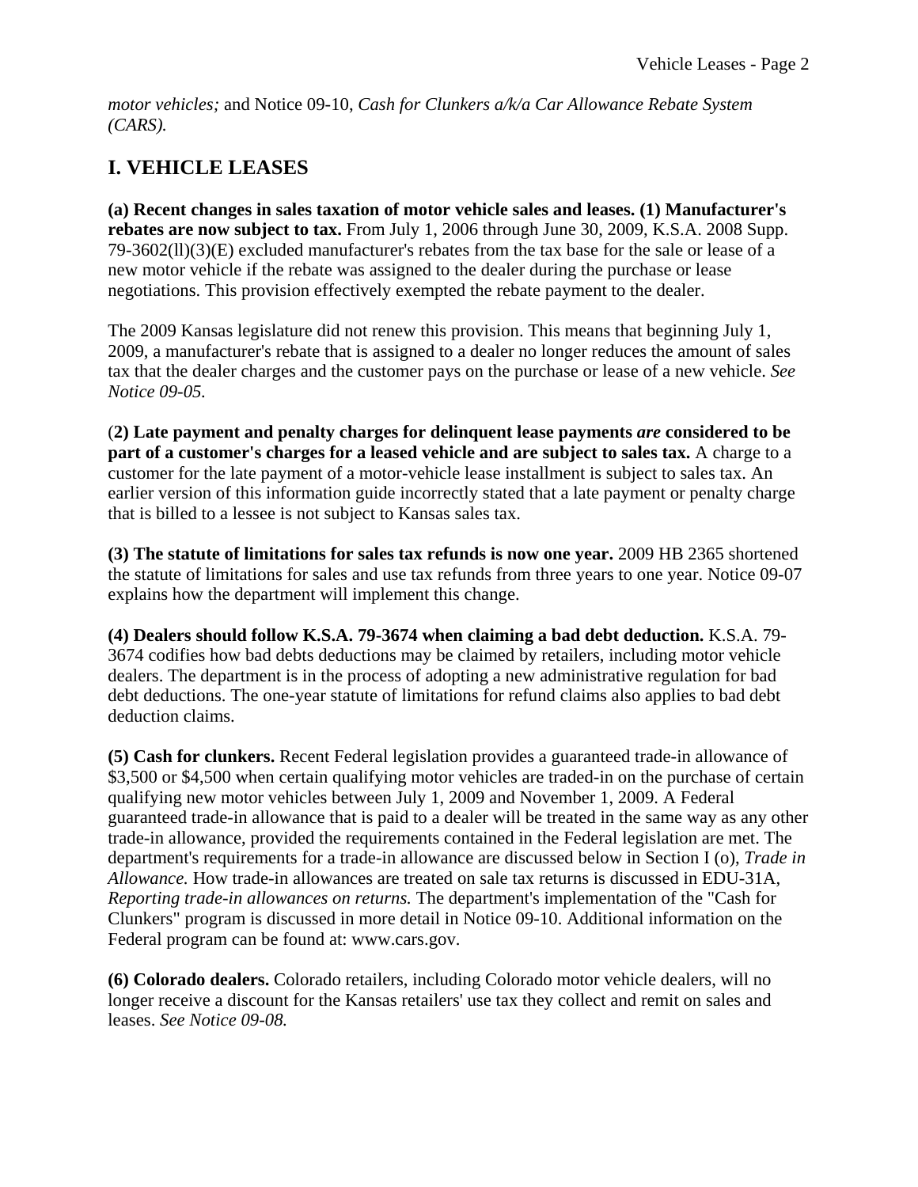*motor vehicles;* and Notice 09-10, *Cash for Clunkers a/k/a Car Allowance Rebate System (CARS).*

## I. VEHICLE LEASES

**(a) Recent changes in sales taxation of motor vehicle sales and leases. (1) Manufacturer's rebates are now subject to tax.** From July 1, 2006 through June 30, 2009, K.S.A. 2008 Supp. 79-3602(ll)(3)(E) excluded manufacturer's rebates from the tax base for the sale or lease of a new motor vehicle if the rebate was assigned to the dealer during the purchase or lease negotiations. This provision effectively exempted the rebate payment to the dealer.

The 2009 Kansas legislature did not renew this provision. This means that beginning July 1, 2009, a manufacturer's rebate that is assigned to a dealer no longer reduces the amount of sales tax that the dealer charges and the customer pays on the purchase or lease of a new vehicle. *See Notice 09-05.*

(**2) Late payment and penalty charges for delinquent lease payments *are* considered to be part of a customer's charges for a leased vehicle and are subject to sales tax.** A charge to a customer for the late payment of a motor-vehicle lease installment is subject to sales tax. An earlier version of this information guide incorrectly stated that a late payment or penalty charge that is billed to a lessee is not subject to Kansas sales tax.

**(3) The statute of limitations for sales tax refunds is now one year.** 2009 HB 2365 shortened the statute of limitations for sales and use tax refunds from three years to one year. Notice 09-07 explains how the department will implement this change.

**(4) Dealers should follow K.S.A. 79-3674 when claiming a bad debt deduction.** K.S.A. 79-3674 codifies how bad debts deductions may be claimed by retailers, including motor vehicle dealers. The department is in the process of adopting a new administrative regulation for bad debt deductions. The one-year statute of limitations for refund claims also applies to bad debt deduction claims.

**(5) Cash for clunkers.** Recent Federal legislation provides a guaranteed trade-in allowance of $3,500 or $4,500 when certain qualifying motor vehicles are traded-in on the purchase of certain qualifying new motor vehicles between July 1, 2009 and November 1, 2009. A Federal guaranteed trade-in allowance that is paid to a dealer will be treated in the same way as any other trade-in allowance, provided the requirements contained in the Federal legislation are met. The department's requirements for a trade-in allowance are discussed below in Section I (o), *Trade in Allowance.* How trade-in allowances are treated on sale tax returns is discussed in EDU-31A, *Reporting trade-in allowances on returns.* The department's implementation of the "Cash for Clunkers" program is discussed in more detail in Notice 09-10. Additional information on the Federal program can be found at: www.cars.gov.

**(6) Colorado dealers.** Colorado retailers, including Colorado motor vehicle dealers, will no longer receive a discount for the Kansas retailers' use tax they collect and remit on sales and leases. *See Notice 09-08.*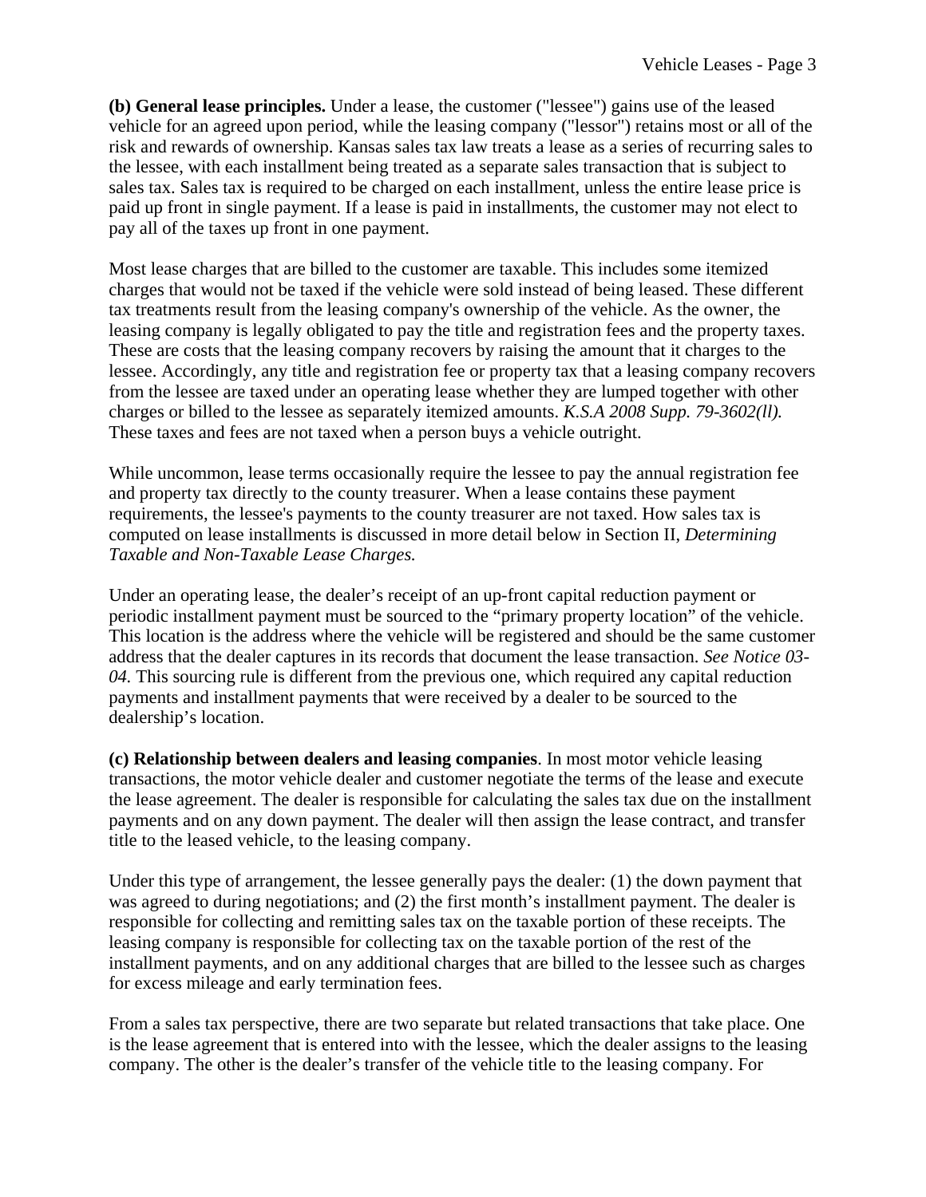**(b) General lease principles.** Under a lease, the customer ("lessee") gains use of the leased vehicle for an agreed upon period, while the leasing company ("lessor") retains most or all of the risk and rewards of ownership. Kansas sales tax law treats a lease as a series of recurring sales to the lessee, with each installment being treated as a separate sales transaction that is subject to sales tax. Sales tax is required to be charged on each installment, unless the entire lease price is paid up front in single payment. If a lease is paid in installments, the customer may not elect to pay all of the taxes up front in one payment.

Most lease charges that are billed to the customer are taxable. This includes some itemized charges that would not be taxed if the vehicle were sold instead of being leased. These different tax treatments result from the leasing company's ownership of the vehicle. As the owner, the leasing company is legally obligated to pay the title and registration fees and the property taxes. These are costs that the leasing company recovers by raising the amount that it charges to the lessee. Accordingly, any title and registration fee or property tax that a leasing company recovers from the lessee are taxed under an operating lease whether they are lumped together with other charges or billed to the lessee as separately itemized amounts. *K.S.A 2008 Supp. 79-3602(ll).* These taxes and fees are not taxed when a person buys a vehicle outright.

While uncommon, lease terms occasionally require the lessee to pay the annual registration fee and property tax directly to the county treasurer. When a lease contains these payment requirements, the lessee's payments to the county treasurer are not taxed. How sales tax is computed on lease installments is discussed in more detail below in Section II, *Determining Taxable and Non-Taxable Lease Charges.*

Under an operating lease, the dealer's receipt of an up-front capital reduction payment or periodic installment payment must be sourced to the "primary property location" of the vehicle. This location is the address where the vehicle will be registered and should be the same customer address that the dealer captures in its records that document the lease transaction. *See Notice 03-04.* This sourcing rule is different from the previous one, which required any capital reduction payments and installment payments that were received by a dealer to be sourced to the dealership's location.

**(c) Relationship between dealers and leasing companies**. In most motor vehicle leasing transactions, the motor vehicle dealer and customer negotiate the terms of the lease and execute the lease agreement. The dealer is responsible for calculating the sales tax due on the installment payments and on any down payment. The dealer will then assign the lease contract, and transfer title to the leased vehicle, to the leasing company.

Under this type of arrangement, the lessee generally pays the dealer: (1) the down payment that was agreed to during negotiations; and (2) the first month's installment payment. The dealer is responsible for collecting and remitting sales tax on the taxable portion of these receipts. The leasing company is responsible for collecting tax on the taxable portion of the rest of the installment payments, and on any additional charges that are billed to the lessee such as charges for excess mileage and early termination fees.

From a sales tax perspective, there are two separate but related transactions that take place. One is the lease agreement that is entered into with the lessee, which the dealer assigns to the leasing company. The other is the dealer's transfer of the vehicle title to the leasing company. For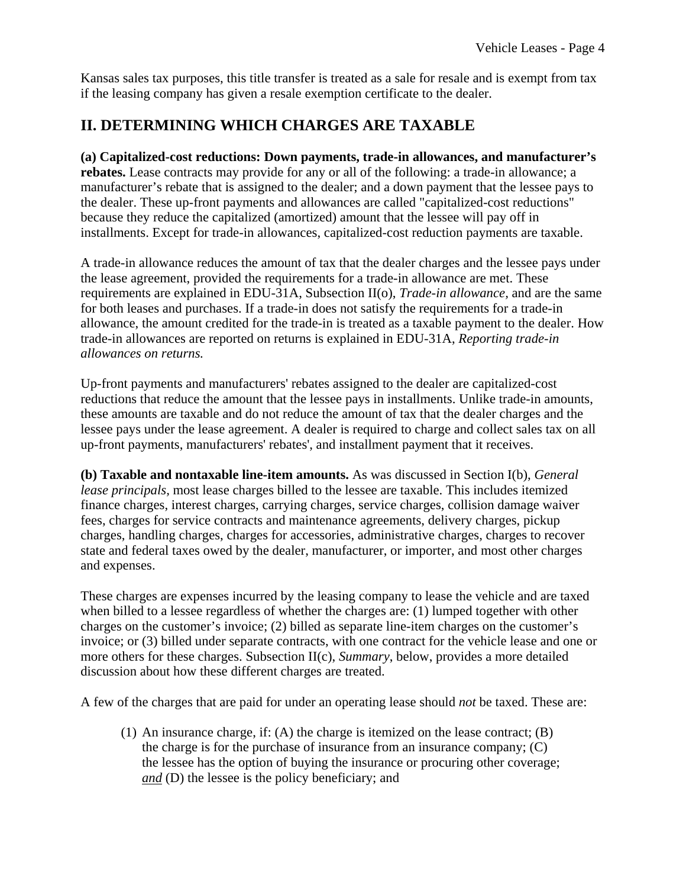Kansas sales tax purposes, this title transfer is treated as a sale for resale and is exempt from tax if the leasing company has given a resale exemption certificate to the dealer.

## II. DETERMINING WHICH CHARGES ARE TAXABLE

**(a) Capitalized-cost reductions: Down payments, trade-in allowances, and manufacturer's rebates.** Lease contracts may provide for any or all of the following: a trade-in allowance; a manufacturer's rebate that is assigned to the dealer; and a down payment that the lessee pays to the dealer. These up-front payments and allowances are called "capitalized-cost reductions" because they reduce the capitalized (amortized) amount that the lessee will pay off in installments. Except for trade-in allowances, capitalized-cost reduction payments are taxable.

A trade-in allowance reduces the amount of tax that the dealer charges and the lessee pays under the lease agreement, provided the requirements for a trade-in allowance are met. These requirements are explained in EDU-31A, Subsection II(o), *Trade-in allowance*, and are the same for both leases and purchases. If a trade-in does not satisfy the requirements for a trade-in allowance, the amount credited for the trade-in is treated as a taxable payment to the dealer. How trade-in allowances are reported on returns is explained in EDU-31A, *Reporting trade-in allowances on returns.*

Up-front payments and manufacturers' rebates assigned to the dealer are capitalized-cost reductions that reduce the amount that the lessee pays in installments. Unlike trade-in amounts, these amounts are taxable and do not reduce the amount of tax that the dealer charges and the lessee pays under the lease agreement. A dealer is required to charge and collect sales tax on all up-front payments, manufacturers' rebates', and installment payment that it receives.

**(b) Taxable and nontaxable line-item amounts.** As was discussed in Section I(b), *General lease principals,* most lease charges billed to the lessee are taxable. This includes itemized finance charges, interest charges, carrying charges, service charges, collision damage waiver fees, charges for service contracts and maintenance agreements, delivery charges, pickup charges, handling charges, charges for accessories, administrative charges, charges to recover state and federal taxes owed by the dealer, manufacturer, or importer, and most other charges and expenses.

These charges are expenses incurred by the leasing company to lease the vehicle and are taxed when billed to a lessee regardless of whether the charges are: (1) lumped together with other charges on the customer's invoice; (2) billed as separate line-item charges on the customer's invoice; or (3) billed under separate contracts, with one contract for the vehicle lease and one or more others for these charges. Subsection II(c), *Summary*, below, provides a more detailed discussion about how these different charges are treated.

A few of the charges that are paid for under an operating lease should *not* be taxed. These are:

(1) An insurance charge, if: (A) the charge is itemized on the lease contract; (B) the charge is for the purchase of insurance from an insurance company; (C) the lessee has the option of buying the insurance or procuring other coverage; ***and*** (D) the lessee is the policy beneficiary; and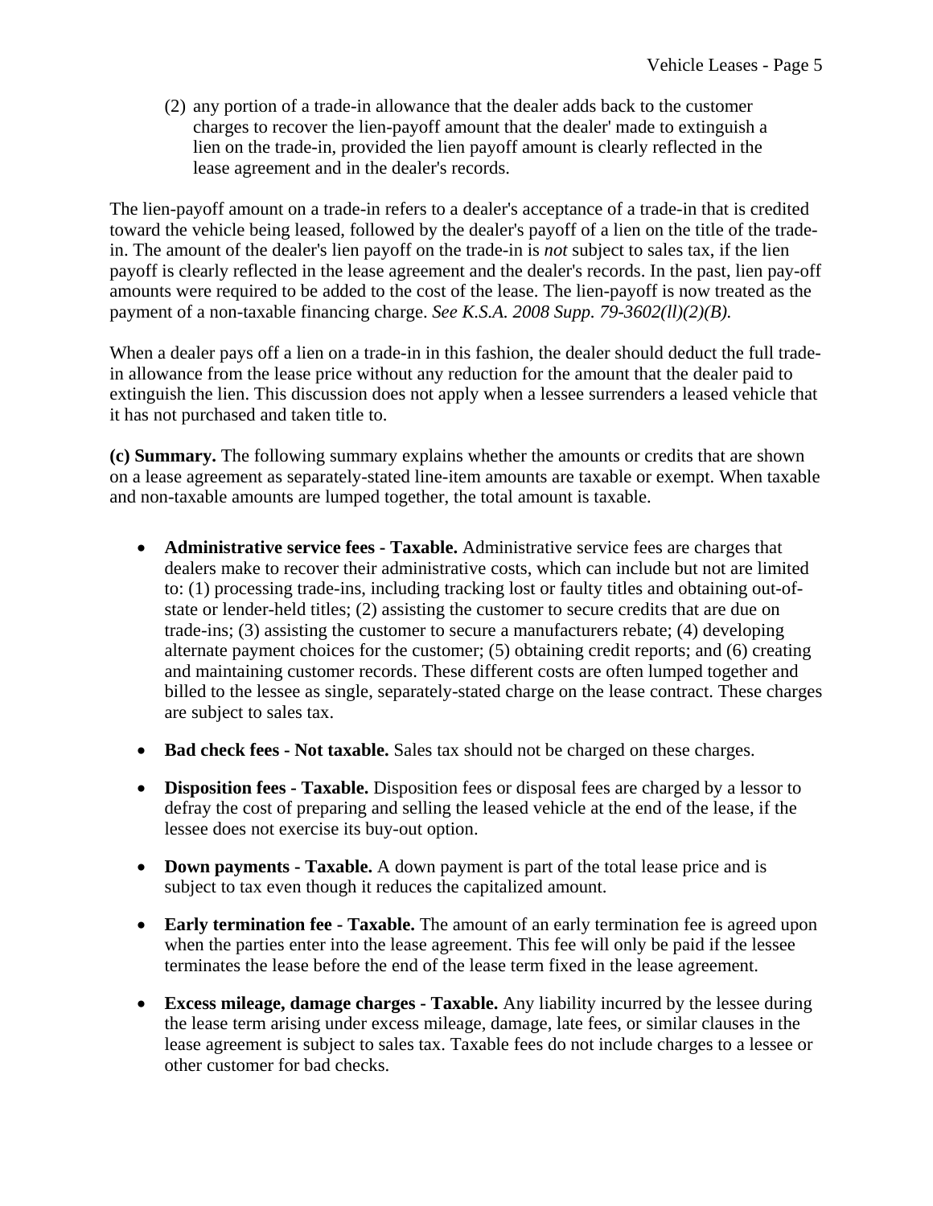(2) any portion of a trade-in allowance that the dealer adds back to the customer charges to recover the lien-payoff amount that the dealer' made to extinguish a lien on the trade-in, provided the lien payoff amount is clearly reflected in the lease agreement and in the dealer's records.

The lien-payoff amount on a trade-in refers to a dealer's acceptance of a trade-in that is credited toward the vehicle being leased, followed by the dealer's payoff of a lien on the title of the trade-in. The amount of the dealer's lien payoff on the trade-in is *not* subject to sales tax, if the lien payoff is clearly reflected in the lease agreement and the dealer's records. In the past, lien pay-off amounts were required to be added to the cost of the lease. The lien-payoff is now treated as the payment of a non-taxable financing charge. *See K.S.A. 2008 Supp. 79-3602(ll)(2)(B).*

When a dealer pays off a lien on a trade-in in this fashion, the dealer should deduct the full trade-in allowance from the lease price without any reduction for the amount that the dealer paid to extinguish the lien. This discussion does not apply when a lessee surrenders a leased vehicle that it has not purchased and taken title to.

**(c) Summary.** The following summary explains whether the amounts or credits that are shown on a lease agreement as separately-stated line-item amounts are taxable or exempt. When taxable and non-taxable amounts are lumped together, the total amount is taxable.

- **Administrative service fees - Taxable.** Administrative service fees are charges that dealers make to recover their administrative costs, which can include but not are limited to: (1) processing trade-ins, including tracking lost or faulty titles and obtaining out-of-state or lender-held titles; (2) assisting the customer to secure credits that are due on trade-ins; (3) assisting the customer to secure a manufacturers rebate; (4) developing alternate payment choices for the customer; (5) obtaining credit reports; and (6) creating and maintaining customer records. These different costs are often lumped together and billed to the lessee as single, separately-stated charge on the lease contract. These charges are subject to sales tax.

- **Bad check fees - Not taxable.** Sales tax should not be charged on these charges.

- **Disposition fees - Taxable.** Disposition fees or disposal fees are charged by a lessor to defray the cost of preparing and selling the leased vehicle at the end of the lease, if the lessee does not exercise its buy-out option.

- **Down payments - Taxable.** A down payment is part of the total lease price and is subject to tax even though it reduces the capitalized amount.

- **Early termination fee - Taxable.** The amount of an early termination fee is agreed upon when the parties enter into the lease agreement. This fee will only be paid if the lessee terminates the lease before the end of the lease term fixed in the lease agreement.

- **Excess mileage, damage charges - Taxable.** Any liability incurred by the lessee during the lease term arising under excess mileage, damage, late fees, or similar clauses in the lease agreement is subject to sales tax. Taxable fees do not include charges to a lessee or other customer for bad checks.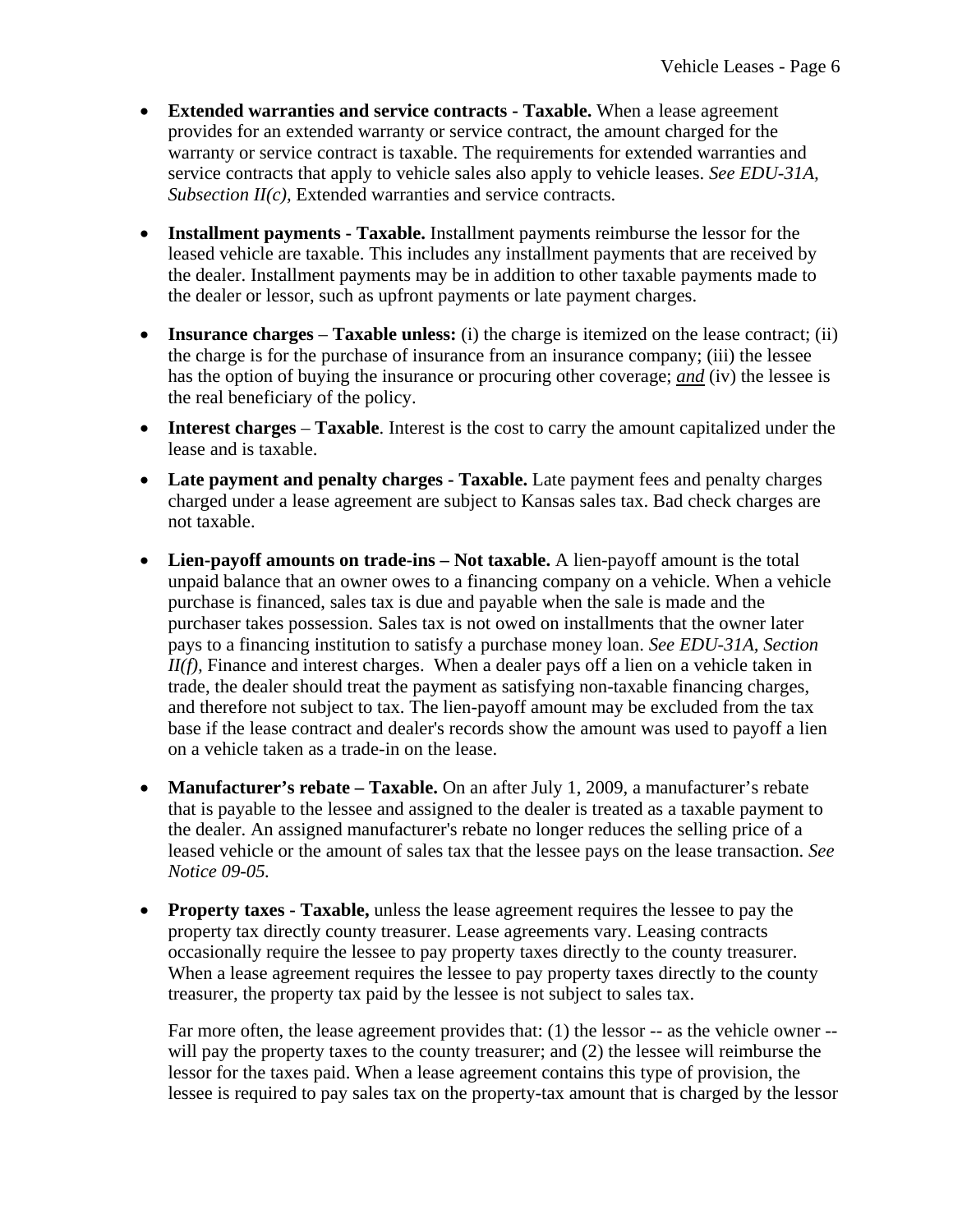- **Extended warranties and service contracts - Taxable.** When a lease agreement provides for an extended warranty or service contract, the amount charged for the warranty or service contract is taxable. The requirements for extended warranties and service contracts that apply to vehicle sales also apply to vehicle leases. *See EDU-31A, Subsection II(c),* Extended warranties and service contracts.

- **Installment payments - Taxable.** Installment payments reimburse the lessor for the leased vehicle are taxable. This includes any installment payments that are received by the dealer. Installment payments may be in addition to other taxable payments made to the dealer or lessor, such as upfront payments or late payment charges.

- **Insurance charges** – **Taxable unless:** (i) the charge is itemized on the lease contract; (ii) the charge is for the purchase of insurance from an insurance company; (iii) the lessee has the option of buying the insurance or procuring other coverage; ***and*** (iv) the lessee is the real beneficiary of the policy.

- **Interest charges** – **Taxable**. Interest is the cost to carry the amount capitalized under the lease and is taxable.

- **Late payment and penalty charges - Taxable.** Late payment fees and penalty charges charged under a lease agreement are subject to Kansas sales tax. Bad check charges are not taxable.

- **Lien-payoff amounts on trade-ins – Not taxable.** A lien-payoff amount is the total unpaid balance that an owner owes to a financing company on a vehicle. When a vehicle purchase is financed, sales tax is due and payable when the sale is made and the purchaser takes possession. Sales tax is not owed on installments that the owner later pays to a financing institution to satisfy a purchase money loan. *See EDU-31A, Section II(f),* Finance and interest charges. When a dealer pays off a lien on a vehicle taken in trade, the dealer should treat the payment as satisfying non-taxable financing charges, and therefore not subject to tax. The lien-payoff amount may be excluded from the tax base if the lease contract and dealer's records show the amount was used to payoff a lien on a vehicle taken as a trade-in on the lease.

- **Manufacturer's rebate – Taxable.** On an after July 1, 2009, a manufacturer's rebate that is payable to the lessee and assigned to the dealer is treated as a taxable payment to the dealer. An assigned manufacturer's rebate no longer reduces the selling price of a leased vehicle or the amount of sales tax that the lessee pays on the lease transaction. *See Notice 09-05.*

- **Property taxes - Taxable,** unless the lease agreement requires the lessee to pay the property tax directly county treasurer. Lease agreements vary. Leasing contracts occasionally require the lessee to pay property taxes directly to the county treasurer. When a lease agreement requires the lessee to pay property taxes directly to the county treasurer, the property tax paid by the lessee is not subject to sales tax.

  Far more often, the lease agreement provides that: (1) the lessor -- as the vehicle owner -- will pay the property taxes to the county treasurer; and (2) the lessee will reimburse the lessor for the taxes paid. When a lease agreement contains this type of provision, the lessee is required to pay sales tax on the property-tax amount that is charged by the lessor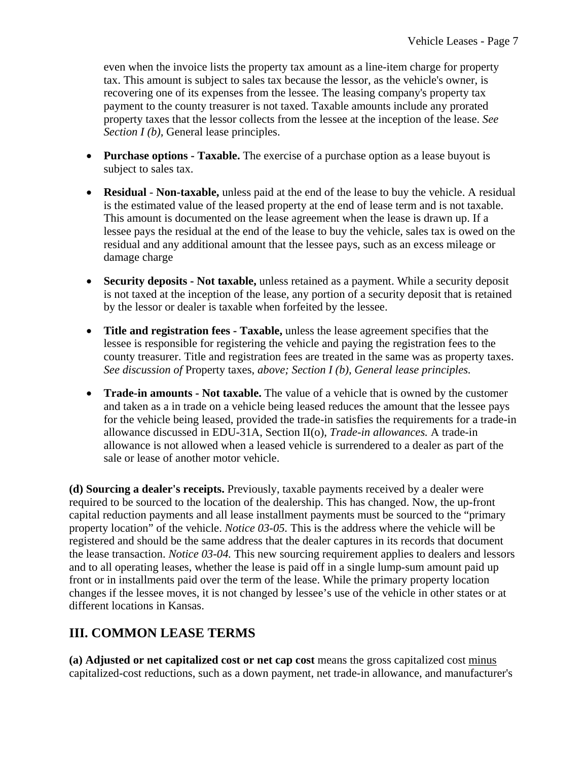even when the invoice lists the property tax amount as a line-item charge for property tax. This amount is subject to sales tax because the lessor, as the vehicle's owner, is recovering one of its expenses from the lessee. The leasing company's property tax payment to the county treasurer is not taxed. Taxable amounts include any prorated property taxes that the lessor collects from the lessee at the inception of the lease. *See Section I (b),* General lease principles.

- **Purchase options - Taxable.** The exercise of a purchase option as a lease buyout is subject to sales tax.
- **Residual - Non-taxable,** unless paid at the end of the lease to buy the vehicle. A residual is the estimated value of the leased property at the end of lease term and is not taxable. This amount is documented on the lease agreement when the lease is drawn up. If a lessee pays the residual at the end of the lease to buy the vehicle, sales tax is owed on the residual and any additional amount that the lessee pays, such as an excess mileage or damage charge
- **Security deposits - Not taxable,** unless retained as a payment. While a security deposit is not taxed at the inception of the lease, any portion of a security deposit that is retained by the lessor or dealer is taxable when forfeited by the lessee.
- **Title and registration fees - Taxable,** unless the lease agreement specifies that the lessee is responsible for registering the vehicle and paying the registration fees to the county treasurer. Title and registration fees are treated in the same was as property taxes. *See discussion of* Property taxes, *above; Section I (b), General lease principles.*
- **Trade-in amounts - Not taxable.** The value of a vehicle that is owned by the customer and taken as a in trade on a vehicle being leased reduces the amount that the lessee pays for the vehicle being leased, provided the trade-in satisfies the requirements for a trade-in allowance discussed in EDU-31A, Section II(o), *Trade-in allowances.* A trade-in allowance is not allowed when a leased vehicle is surrendered to a dealer as part of the sale or lease of another motor vehicle.

**(d) Sourcing a dealer's receipts.** Previously, taxable payments received by a dealer were required to be sourced to the location of the dealership. This has changed. Now, the up-front capital reduction payments and all lease installment payments must be sourced to the "primary property location" of the vehicle. *Notice 03-05.* This is the address where the vehicle will be registered and should be the same address that the dealer captures in its records that document the lease transaction. *Notice 03-04.* This new sourcing requirement applies to dealers and lessors and to all operating leases, whether the lease is paid off in a single lump-sum amount paid up front or in installments paid over the term of the lease. While the primary property location changes if the lessee moves, it is not changed by lessee's use of the vehicle in other states or at different locations in Kansas.

## III. COMMON LEASE TERMS

**(a) Adjusted or net capitalized cost or net cap cost** means the gross capitalized cost minus capitalized-cost reductions, such as a down payment, net trade-in allowance, and manufacturer's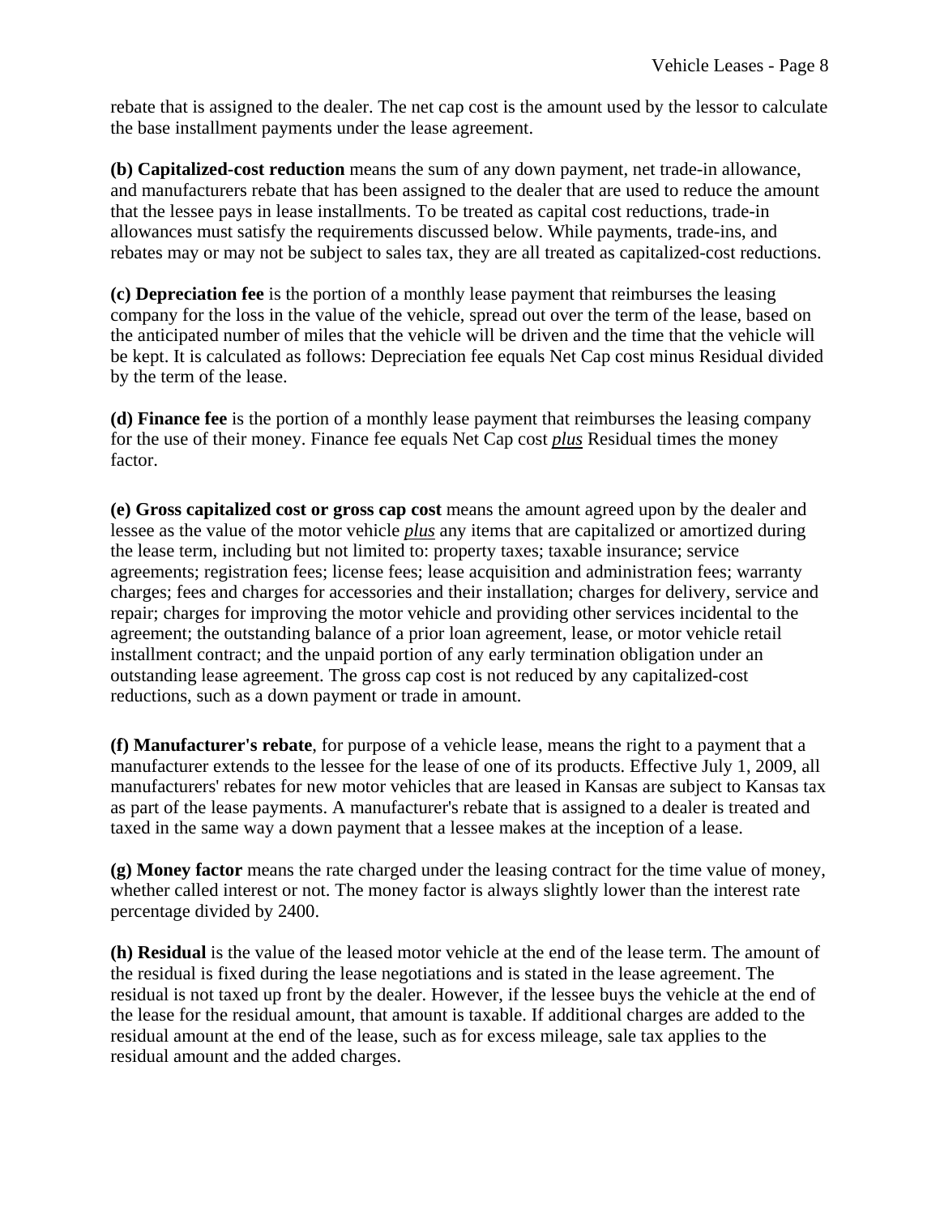rebate that is assigned to the dealer. The net cap cost is the amount used by the lessor to calculate the base installment payments under the lease agreement.

**(b) Capitalized-cost reduction** means the sum of any down payment, net trade-in allowance, and manufacturers rebate that has been assigned to the dealer that are used to reduce the amount that the lessee pays in lease installments. To be treated as capital cost reductions, trade-in allowances must satisfy the requirements discussed below. While payments, trade-ins, and rebates may or may not be subject to sales tax, they are all treated as capitalized-cost reductions.

**(c) Depreciation fee** is the portion of a monthly lease payment that reimburses the leasing company for the loss in the value of the vehicle, spread out over the term of the lease, based on the anticipated number of miles that the vehicle will be driven and the time that the vehicle will be kept. It is calculated as follows: Depreciation fee equals Net Cap cost minus Residual divided by the term of the lease.

**(d) Finance fee** is the portion of a monthly lease payment that reimburses the leasing company for the use of their money. Finance fee equals Net Cap cost ***plus*** Residual times the money factor.

**(e) Gross capitalized cost or gross cap cost** means the amount agreed upon by the dealer and lessee as the value of the motor vehicle ***plus*** any items that are capitalized or amortized during the lease term, including but not limited to: property taxes; taxable insurance; service agreements; registration fees; license fees; lease acquisition and administration fees; warranty charges; fees and charges for accessories and their installation; charges for delivery, service and repair; charges for improving the motor vehicle and providing other services incidental to the agreement; the outstanding balance of a prior loan agreement, lease, or motor vehicle retail installment contract; and the unpaid portion of any early termination obligation under an outstanding lease agreement. The gross cap cost is not reduced by any capitalized-cost reductions, such as a down payment or trade in amount.

**(f) Manufacturer's rebate**, for purpose of a vehicle lease, means the right to a payment that a manufacturer extends to the lessee for the lease of one of its products. Effective July 1, 2009, all manufacturers' rebates for new motor vehicles that are leased in Kansas are subject to Kansas tax as part of the lease payments. A manufacturer's rebate that is assigned to a dealer is treated and taxed in the same way a down payment that a lessee makes at the inception of a lease.

**(g) Money factor** means the rate charged under the leasing contract for the time value of money, whether called interest or not. The money factor is always slightly lower than the interest rate percentage divided by 2400.

**(h) Residual** is the value of the leased motor vehicle at the end of the lease term. The amount of the residual is fixed during the lease negotiations and is stated in the lease agreement. The residual is not taxed up front by the dealer. However, if the lessee buys the vehicle at the end of the lease for the residual amount, that amount is taxable. If additional charges are added to the residual amount at the end of the lease, such as for excess mileage, sale tax applies to the residual amount and the added charges.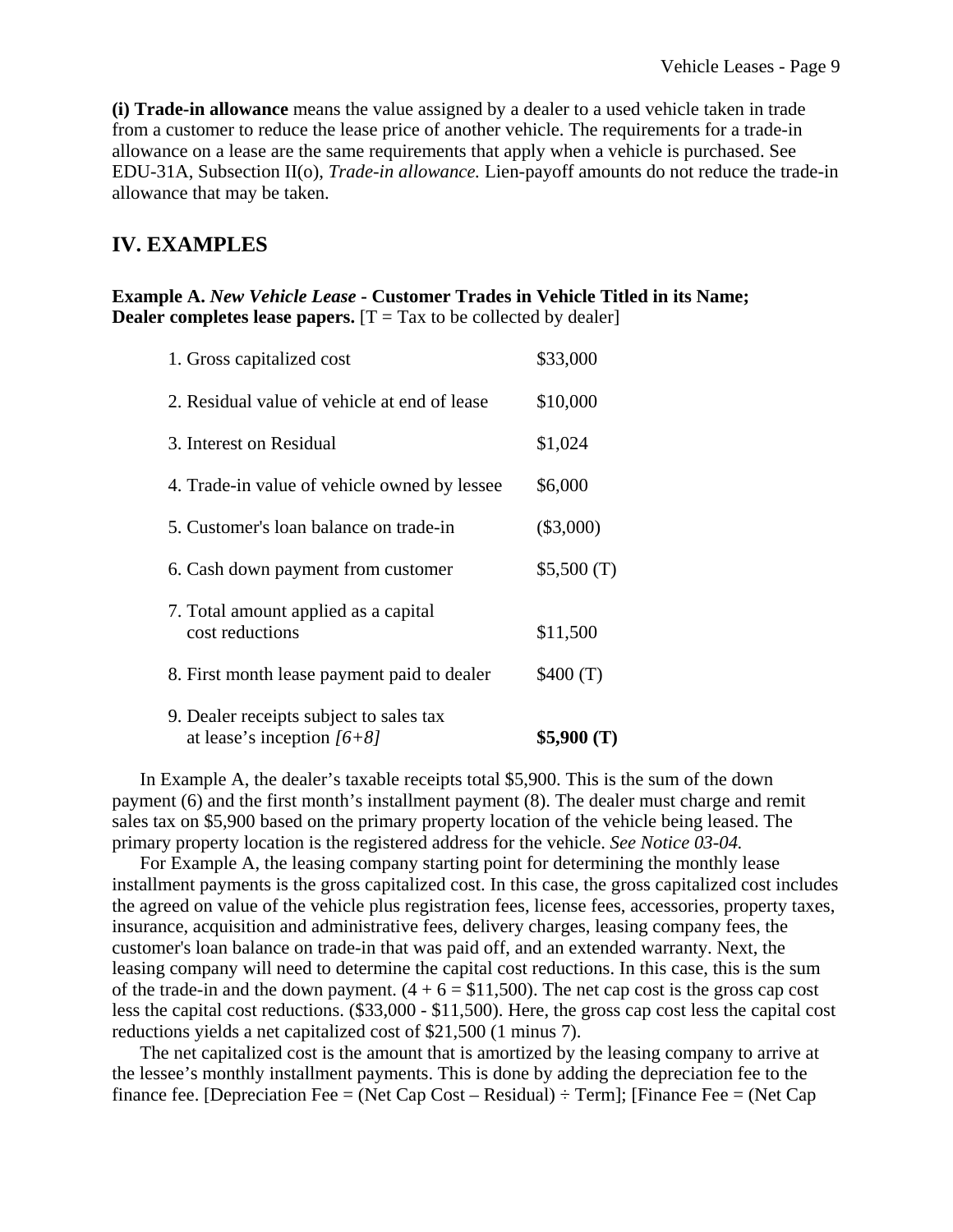**(i) Trade-in allowance** means the value assigned by a dealer to a used vehicle taken in trade from a customer to reduce the lease price of another vehicle. The requirements for a trade-in allowance on a lease are the same requirements that apply when a vehicle is purchased. See EDU-31A, Subsection II(o), *Trade-in allowance.* Lien-payoff amounts do not reduce the trade-in allowance that may be taken.

## IV. EXAMPLES

**Example A.** ***New Vehicle Lease*** **- Customer Trades in Vehicle Titled in its Name; Dealer completes lease papers.** [T = Tax to be collected by dealer]

| | |
|---|---|
| 1. Gross capitalized cost | $33,000 |
| 2. Residual value of vehicle at end of lease | $10,000 |
| 3. Interest on Residual | $1,024 |
| 4. Trade-in value of vehicle owned by lessee | $6,000 |
| 5. Customer's loan balance on trade-in | ($3,000) |
| 6. Cash down payment from customer | $5,500 (T) |
| 7. Total amount applied as a capital cost reductions | $11,500 |
| 8. First month lease payment paid to dealer | $400 (T) |
| 9. Dealer receipts subject to sales tax at lease's inception *[6+8]* | **$5,900 (T)** |

In Example A, the dealer's taxable receipts total $5,900. This is the sum of the down payment (6) and the first month's installment payment (8). The dealer must charge and remit sales tax on $5,900 based on the primary property location of the vehicle being leased. The primary property location is the registered address for the vehicle. *See Notice 03-04.*

For Example A, the leasing company starting point for determining the monthly lease installment payments is the gross capitalized cost. In this case, the gross capitalized cost includes the agreed on value of the vehicle plus registration fees, license fees, accessories, property taxes, insurance, acquisition and administrative fees, delivery charges, leasing company fees, the customer's loan balance on trade-in that was paid off, and an extended warranty. Next, the leasing company will need to determine the capital cost reductions. In this case, this is the sum of the trade-in and the down payment. (4 + 6 = $11,500). The net cap cost is the gross cap cost less the capital cost reductions. ($33,000 - $11,500). Here, the gross cap cost less the capital cost reductions yields a net capitalized cost of $21,500 (1 minus 7).

The net capitalized cost is the amount that is amortized by the leasing company to arrive at the lessee's monthly installment payments. This is done by adding the depreciation fee to the finance fee. [Depreciation Fee = (Net Cap Cost – Residual) ÷ Term]; [Finance Fee = (Net Cap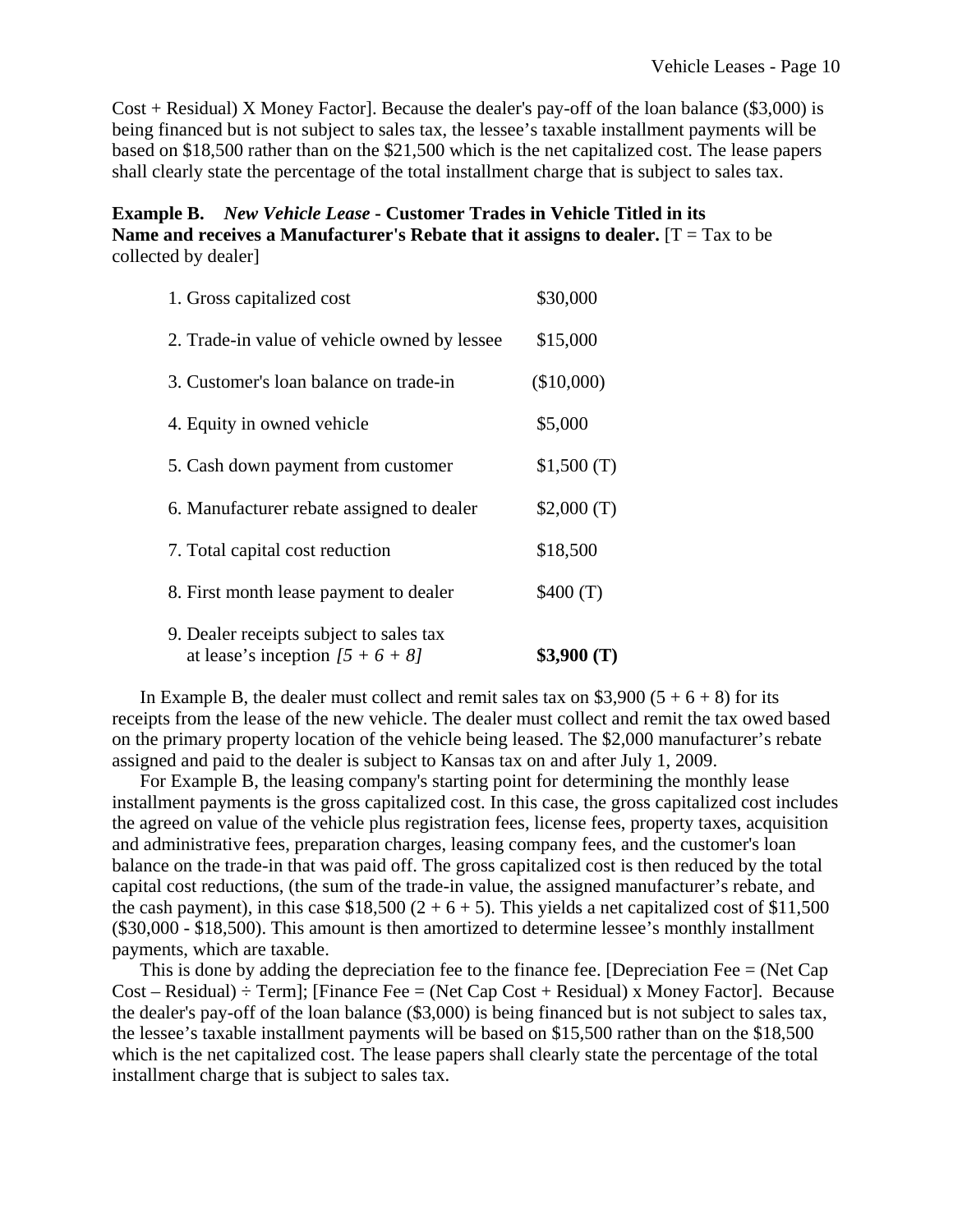Cost + Residual) X Money Factor]. Because the dealer's pay-off of the loan balance ($3,000) is being financed but is not subject to sales tax, the lessee's taxable installment payments will be based on $18,500 rather than on the $21,500 which is the net capitalized cost. The lease papers shall clearly state the percentage of the total installment charge that is subject to sales tax.

**Example B.** ***New Vehicle Lease*** **- Customer Trades in Vehicle Titled in its Name and receives a Manufacturer's Rebate that it assigns to dealer.** [T = Tax to be collected by dealer]

| | |
|---|---|
| 1. Gross capitalized cost | $30,000 |
| 2. Trade-in value of vehicle owned by lessee | $15,000 |
| 3. Customer's loan balance on trade-in | ($10,000) |
| 4. Equity in owned vehicle | $5,000 |
| 5. Cash down payment from customer | $1,500 (T) |
| 6. Manufacturer rebate assigned to dealer | $2,000 (T) |
| 7. Total capital cost reduction | $18,500 |
| 8. First month lease payment to dealer | $400 (T) |
| 9. Dealer receipts subject to sales tax at lease's inception *[5 + 6 + 8]* | **$3,900 (T)** |

In Example B, the dealer must collect and remit sales tax on $3,900 (5 + 6 + 8) for its receipts from the lease of the new vehicle. The dealer must collect and remit the tax owed based on the primary property location of the vehicle being leased. The $2,000 manufacturer's rebate assigned and paid to the dealer is subject to Kansas tax on and after July 1, 2009.

For Example B, the leasing company's starting point for determining the monthly lease installment payments is the gross capitalized cost. In this case, the gross capitalized cost includes the agreed on value of the vehicle plus registration fees, license fees, property taxes, acquisition and administrative fees, preparation charges, leasing company fees, and the customer's loan balance on the trade-in that was paid off. The gross capitalized cost is then reduced by the total capital cost reductions, (the sum of the trade-in value, the assigned manufacturer's rebate, and the cash payment), in this case $18,500 (2 + 6 + 5). This yields a net capitalized cost of $11,500 ($30,000 - $18,500). This amount is then amortized to determine lessee's monthly installment payments, which are taxable.

This is done by adding the depreciation fee to the finance fee. [Depreciation Fee = (Net Cap Cost – Residual) ÷ Term]; [Finance Fee = (Net Cap Cost + Residual) x Money Factor]. Because the dealer's pay-off of the loan balance ($3,000) is being financed but is not subject to sales tax, the lessee's taxable installment payments will be based on $15,500 rather than on the $18,500 which is the net capitalized cost. The lease papers shall clearly state the percentage of the total installment charge that is subject to sales tax.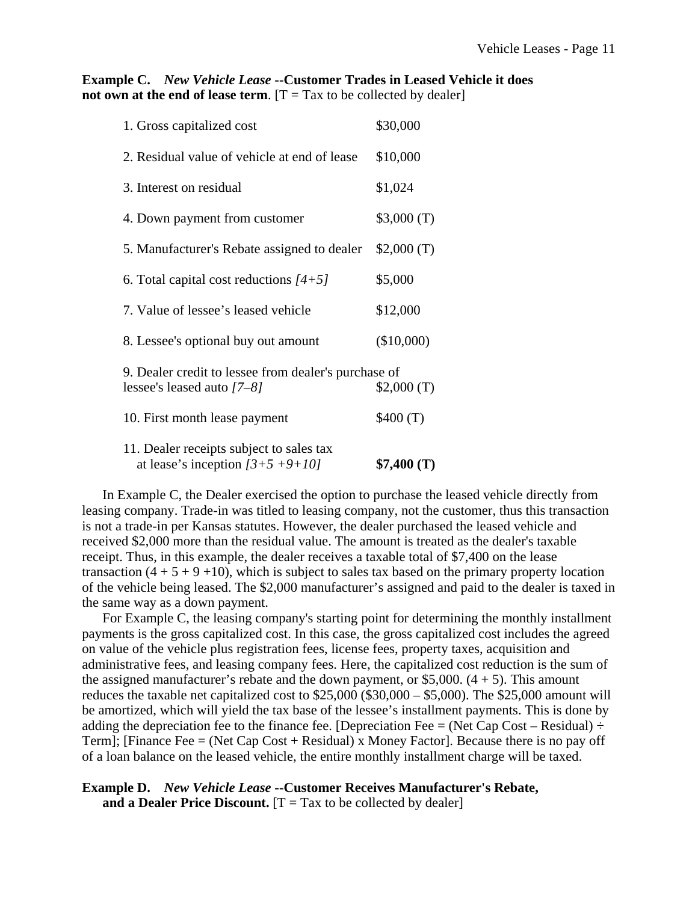**Example C.** ***New Vehicle Lease*** **--Customer Trades in Leased Vehicle it does not own at the end of lease term**. [T = Tax to be collected by dealer]

| | |
|---|---|
| 1. Gross capitalized cost | $30,000 |
| 2. Residual value of vehicle at end of lease | $10,000 |
| 3. Interest on residual | $1,024 |
| 4. Down payment from customer | $3,000 (T) |
| 5. Manufacturer's Rebate assigned to dealer | $2,000 (T) |
| 6. Total capital cost reductions *[4+5]* | $5,000 |
| 7. Value of lessee's leased vehicle | $12,000 |
| 8. Lessee's optional buy out amount | ($10,000) |
| 9. Dealer credit to lessee from dealer's purchase of lessee's leased auto *[7–8]* | $2,000 (T) |
| 10. First month lease payment | $400 (T) |
| 11. Dealer receipts subject to sales tax at lease's inception *[3+5 +9+10]* | **$7,400 (T)** |

In Example C, the Dealer exercised the option to purchase the leased vehicle directly from leasing company. Trade-in was titled to leasing company, not the customer, thus this transaction is not a trade-in per Kansas statutes. However, the dealer purchased the leased vehicle and received $2,000 more than the residual value. The amount is treated as the dealer's taxable receipt. Thus, in this example, the dealer receives a taxable total of $7,400 on the lease transaction (4 + 5 + 9 +10), which is subject to sales tax based on the primary property location of the vehicle being leased. The $2,000 manufacturer's assigned and paid to the dealer is taxed in the same way as a down payment.

For Example C, the leasing company's starting point for determining the monthly installment payments is the gross capitalized cost. In this case, the gross capitalized cost includes the agreed on value of the vehicle plus registration fees, license fees, property taxes, acquisition and administrative fees, and leasing company fees. Here, the capitalized cost reduction is the sum of the assigned manufacturer's rebate and the down payment, or $5,000. (4 + 5). This amount reduces the taxable net capitalized cost to $25,000 ($30,000 – $5,000). The $25,000 amount will be amortized, which will yield the tax base of the lessee's installment payments. This is done by adding the depreciation fee to the finance fee. [Depreciation Fee = (Net Cap Cost – Residual) ÷ Term]; [Finance Fee = (Net Cap Cost + Residual) x Money Factor]. Because there is no pay off of a loan balance on the leased vehicle, the entire monthly installment charge will be taxed.

**Example D.** ***New Vehicle Lease*** **--Customer Receives Manufacturer's Rebate, and a Dealer Price Discount.** [T = Tax to be collected by dealer]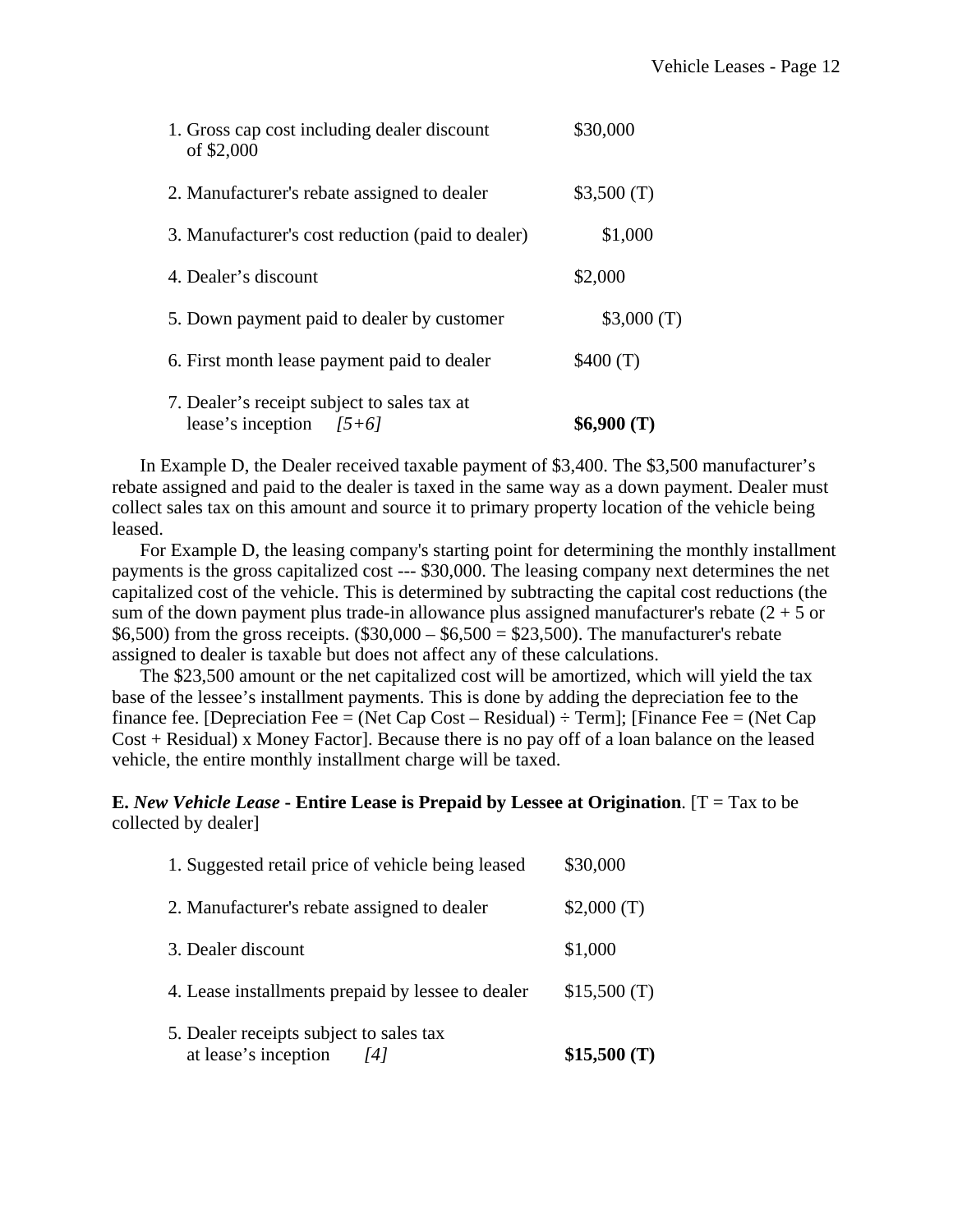| | |
|---|---|
| 1. Gross cap cost including dealer discount of $2,000 | $30,000 |
| 2. Manufacturer's rebate assigned to dealer | $3,500 (T) |
| 3. Manufacturer's cost reduction (paid to dealer) | $1,000 |
| 4. Dealer's discount | $2,000 |
| 5. Down payment paid to dealer by customer | $3,000 (T) |
| 6. First month lease payment paid to dealer | $400 (T) |
| 7. Dealer's receipt subject to sales tax at lease's inception *[5+6]* | **$6,900 (T)** |

In Example D, the Dealer received taxable payment of $3,400. The $3,500 manufacturer's rebate assigned and paid to the dealer is taxed in the same way as a down payment. Dealer must collect sales tax on this amount and source it to primary property location of the vehicle being leased.

For Example D, the leasing company's starting point for determining the monthly installment payments is the gross capitalized cost --- $30,000. The leasing company next determines the net capitalized cost of the vehicle. This is determined by subtracting the capital cost reductions (the sum of the down payment plus trade-in allowance plus assigned manufacturer's rebate (2 + 5 or $6,500) from the gross receipts. ($30,000 – $6,500 = $23,500). The manufacturer's rebate assigned to dealer is taxable but does not affect any of these calculations.

The $23,500 amount or the net capitalized cost will be amortized, which will yield the tax base of the lessee's installment payments. This is done by adding the depreciation fee to the finance fee. [Depreciation Fee = (Net Cap Cost – Residual) ÷ Term]; [Finance Fee = (Net Cap Cost + Residual) x Money Factor]. Because there is no pay off of a loan balance on the leased vehicle, the entire monthly installment charge will be taxed.

**E. *New Vehicle Lease* - Entire Lease is Prepaid by Lessee at Origination**. [T = Tax to be collected by dealer]

| | |
|---|---|
| 1. Suggested retail price of vehicle being leased | $30,000 |
| 2. Manufacturer's rebate assigned to dealer | $2,000 (T) |
| 3. Dealer discount | $1,000 |
| 4. Lease installments prepaid by lessee to dealer | $15,500 (T) |
| 5. Dealer receipts subject to sales tax at lease's inception *[4]* | **$15,500 (T)** |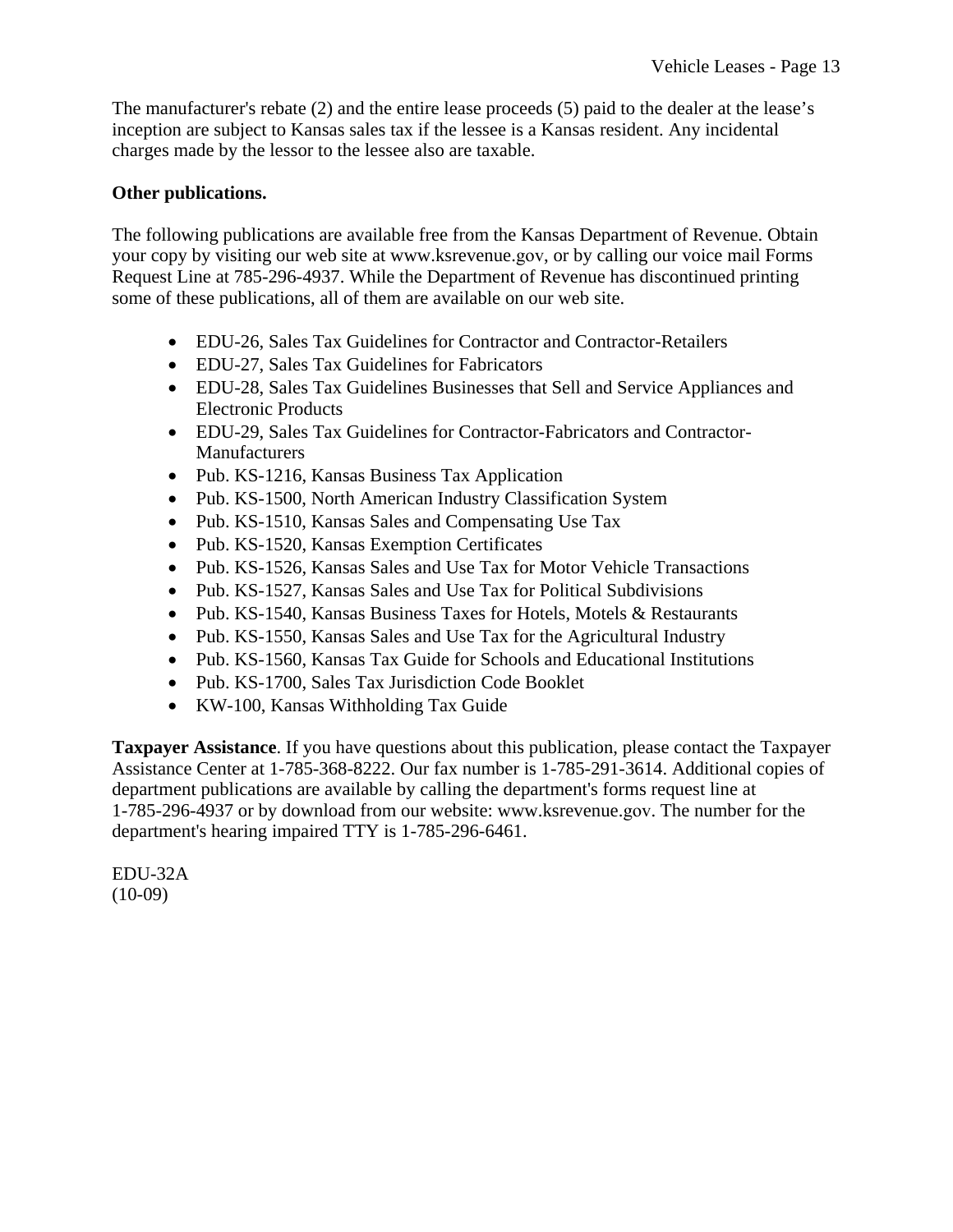The manufacturer's rebate (2) and the entire lease proceeds (5) paid to the dealer at the lease's inception are subject to Kansas sales tax if the lessee is a Kansas resident. Any incidental charges made by the lessor to the lessee also are taxable.

**Other publications.**

The following publications are available free from the Kansas Department of Revenue. Obtain your copy by visiting our web site at www.ksrevenue.gov, or by calling our voice mail Forms Request Line at 785-296-4937. While the Department of Revenue has discontinued printing some of these publications, all of them are available on our web site.

- EDU-26, Sales Tax Guidelines for Contractor and Contractor-Retailers
- EDU-27, Sales Tax Guidelines for Fabricators
- EDU-28, Sales Tax Guidelines Businesses that Sell and Service Appliances and Electronic Products
- EDU-29, Sales Tax Guidelines for Contractor-Fabricators and Contractor-Manufacturers
- Pub. KS-1216, Kansas Business Tax Application
- Pub. KS-1500, North American Industry Classification System
- Pub. KS-1510, Kansas Sales and Compensating Use Tax
- Pub. KS-1520, Kansas Exemption Certificates
- Pub. KS-1526, Kansas Sales and Use Tax for Motor Vehicle Transactions
- Pub. KS-1527, Kansas Sales and Use Tax for Political Subdivisions
- Pub. KS-1540, Kansas Business Taxes for Hotels, Motels & Restaurants
- Pub. KS-1550, Kansas Sales and Use Tax for the Agricultural Industry
- Pub. KS-1560, Kansas Tax Guide for Schools and Educational Institutions
- Pub. KS-1700, Sales Tax Jurisdiction Code Booklet
- KW-100, Kansas Withholding Tax Guide

**Taxpayer Assistance**. If you have questions about this publication, please contact the Taxpayer Assistance Center at 1-785-368-8222. Our fax number is 1-785-291-3614. Additional copies of department publications are available by calling the department's forms request line at 1-785-296-4937 or by download from our website: www.ksrevenue.gov. The number for the department's hearing impaired TTY is 1-785-296-6461.

EDU-32A
(10-09)